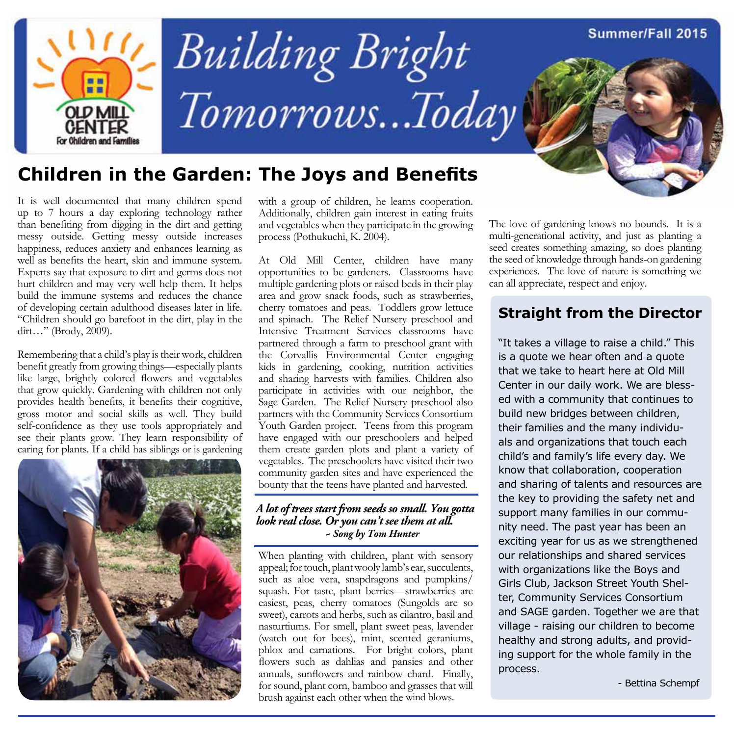Old Mill Center For Children and Families

# Building Bright Tomorrows...Today

Summer/Fall 2015

## Children in the Garden: The Joys and Benefits

It is well documented that many children spend up to 7 hours a day exploring technology rather than benefiting from digging in the dirt and getting messy outside. Getting messy outside increases happiness, reduces anxiety and enhances learning as well as benefits the heart, skin and immune system. Experts say that exposure to dirt and germs does not hurt children and may very well help them. It helps build the immune systems and reduces the chance of developing certain adulthood diseases later in life. "Children should go barefoot in the dirt, play in the dirt…" (Brody, 2009).

Remembering that a child's play is their work, children benefit greatly from growing things—especially plants like large, brightly colored flowers and vegetables that grow quickly. Gardening with children not only provides health benefits, it benefits their cognitive, gross motor and social skills as well. They build self-confidence as they use tools appropriately and see their plants grow. They learn responsibility of caring for plants. If a child has siblings or is gardening with a group of children, he learns cooperation. Additionally, children gain interest in eating fruits and vegetables when they participate in the growing process (Pothukuchi, K. 2004).

At Old Mill Center, children have many opportunities to be gardeners. Classrooms have multiple gardening plots or raised beds in their play area and grow snack foods, such as strawberries, cherry tomatoes and peas. Toddlers grow lettuce and spinach. The Relief Nursery preschool and Intensive Treatment Services classrooms have partnered through a farm to preschool grant with the Corvallis Environmental Center engaging kids in gardening, cooking, nutrition activities and sharing harvests with families. Children also participate in activities with our neighbor, the Sage Garden. The Relief Nursery preschool also partners with the Community Services Consortium Youth Garden project. Teens from this program have engaged with our preschoolers and helped them create garden plots and plant a variety of vegetables. The preschoolers have visited their two community garden sites and have experienced the bounty that the teens have planted and harvested.

***A lot of trees start from seeds so small. You gotta look real close. Or you can't see them at all.***
***~ Song by Tom Hunter***

When planting with children, plant with sensory appeal; for touch, plant wooly lamb's ear, succulents, such as aloe vera, snapdragons and pumpkins/squash. For taste, plant berries—strawberries are easiest, peas, cherry tomatoes (Sungolds are so sweet), carrots and herbs, such as cilantro, basil and nasturtiums. For smell, plant sweet peas, lavender (watch out for bees), mint, scented geraniums, phlox and carnations. For bright colors, plant flowers such as dahlias and pansies and other annuals, sunflowers and rainbow chard. Finally, for sound, plant corn, bamboo and grasses that will brush against each other when the wind blows.

The love of gardening knows no bounds. It is a multi-generational activity, and just as planting a seed creates something amazing, so does planting the seed of knowledge through hands-on gardening experiences. The love of nature is something we can all appreciate, respect and enjoy.

## Straight from the Director

"It takes a village to raise a child." This is a quote we hear often and a quote that we take to heart here at Old Mill Center in our daily work. We are blessed with a community that continues to build new bridges between children, their families and the many individuals and organizations that touch each child's and family's life every day. We know that collaboration, cooperation and sharing of talents and resources are the key to providing the safety net and support many families in our community need. The past year has been an exciting year for us as we strengthened our relationships and shared services with organizations like the Boys and Girls Club, Jackson Street Youth Shelter, Community Services Consortium and SAGE garden. Together we are that village - raising our children to become healthy and strong adults, and providing support for the whole family in the process.

- Bettina Schempf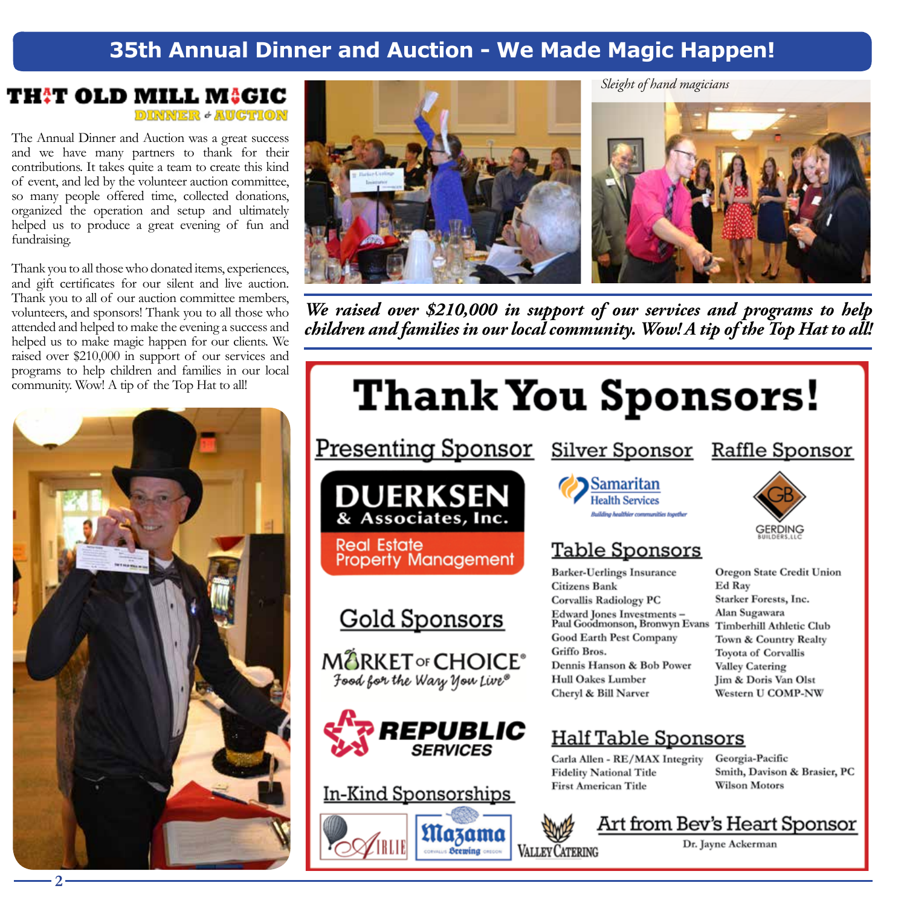# 35th Annual Dinner and Auction - We Made Magic Happen!

## THAT OLD MILL MAGIC DINNER & AUCTION

The Annual Dinner and Auction was a great success and we have many partners to thank for their contributions. It takes quite a team to create this kind of event, and led by the volunteer auction committee, so many people offered time, collected donations, organized the operation and setup and ultimately helped us to produce a great evening of fun and fundraising.

Thank you to all those who donated items, experiences, and gift certificates for our silent and live auction. Thank you to all of our auction committee members, volunteers, and sponsors! Thank you to all those who attended and helped to make the evening a success and helped us to make magic happen for our clients. We raised over $210,000 in support of our services and programs to help children and families in our local community. Wow! A tip of the Top Hat to all!

*Sleight of hand magicians*

***We raised over $210,000 in support of our services and programs to help children and families in our local community. Wow! A tip of the Top Hat to all!***

# Thank You Sponsors!

## Presenting Sponsor

DUERKSEN & Associates, Inc.
Real Estate Property Management

## Silver Sponsor

Samaritan Health Services
*Building healthier communities together*

## Raffle Sponsor

GB GERDING BUILDERS, LLC

## Gold Sponsors

MARKET OF CHOICE®
*Food for the Way You Live®*

REPUBLIC SERVICES

## Table Sponsors

- Barker-Uerlings Insurance
- Citizens Bank
- Corvallis Radiology PC
- Edward Jones Investments – Paul Goodmonson, Bronwyn Evans
- Good Earth Pest Company
- Griffo Bros.
- Dennis Hanson & Bob Power
- Hull Oakes Lumber
- Cheryl & Bill Narver
- Oregon State Credit Union
- Ed Ray
- Starker Forests, Inc.
- Alan Sugawara
- Timberhill Athletic Club
- Town & Country Realty
- Toyota of Corvallis
- Valley Catering
- Jim & Doris Van Olst
- Western U COMP-NW

## Half Table Sponsors

- Carla Allen - RE/MAX Integrity
- Fidelity National Title
- First American Title
- Georgia-Pacific
- Smith, Davison & Brasier, PC
- Wilson Motors

## In-Kind Sponsorships

Airlie
Mazama Brewing
Valley Catering

## Art from Bev's Heart Sponsor

Dr. Jayne Ackerman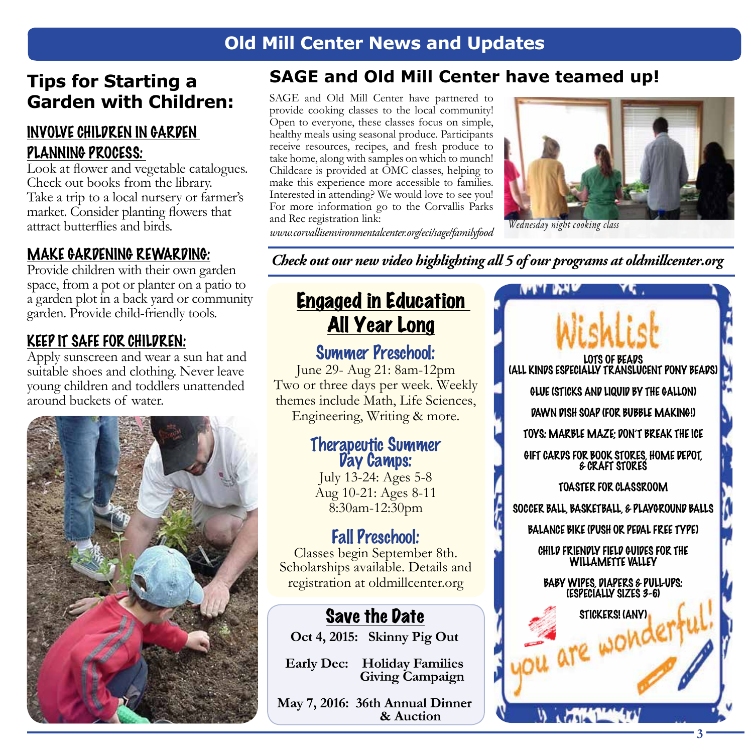# Old Mill Center News and Updates

## Tips for Starting a Garden with Children:

### INVOLVE CHILDREN IN GARDEN PLANNING PROCESS:

Look at flower and vegetable catalogues. Check out books from the library. Take a trip to a local nursery or farmer's market. Consider planting flowers that attract butterflies and birds.

### MAKE GARDENING REWARDING:

Provide children with their own garden space, from a pot or planter on a patio to a garden plot in a back yard or community garden. Provide child-friendly tools.

### KEEP IT SAFE FOR CHILDREN:

Apply sunscreen and wear a sun hat and suitable shoes and clothing. Never leave young children and toddlers unattended around buckets of water.

## SAGE and Old Mill Center have teamed up!

SAGE and Old Mill Center have partnered to provide cooking classes to the local community! Open to everyone, these classes focus on simple, healthy meals using seasonal produce. Participants receive resources, recipes, and fresh produce to take home, along with samples on which to munch! Childcare is provided at OMC classes, helping to make this experience more accessible to families. Interested in attending? We would love to see you! For more information go to the Corvallis Parks and Rec registration link:

*www.corvallisenvironmentalcenter.org/eci/sage/familyfood*

*Wednesday night cooking class*

***Check out our new video highlighting all 5 of our programs at oldmillcenter.org***

## Engaged in Education All Year Long

### Summer Preschool:

June 29- Aug 21: 8am-12pm
Two or three days per week. Weekly themes include Math, Life Sciences, Engineering, Writing & more.

### Therapeutic Summer Day Camps:

July 13-24: Ages 5-8
Aug 10-21: Ages 8-11
8:30am-12:30pm

### Fall Preschool:

Classes begin September 8th. Scholarships available. Details and registration at oldmillcenter.org

## Save the Date

**Oct 4, 2015: Skinny Pig Out**

**Early Dec: Holiday Families Giving Campaign**

**May 7, 2016: 36th Annual Dinner & Auction**

## Wishlist

- LOTS OF BEADS (ALL KINDS ESPECIALLY TRANSLUCENT PONY BEADS)
- GLUE (STICKS AND LIQUID BY THE GALLON)
- DAWN DISH SOAP (FOR BUBBLE MAKING!)
- TOYS: MARBLE MAZE; DON'T BREAK THE ICE
- GIFT CARDS FOR BOOK STORES, HOME DEPOT, & CRAFT STORES
- TOASTER FOR CLASSROOM
- SOCCER BALL, BASKETBALL, & PLAYGROUND BALLS
- BALANCE BIKE (PUSH OR PEDAL FREE TYPE)
- CHILD FRIENDLY FIELD GUIDES FOR THE WILLAMETTE VALLEY
- BABY WIPES, DIAPERS & PULL-UPS: (ESPECIALLY SIZES 3-6)
- STICKERS! (ANY)

you are wonderful!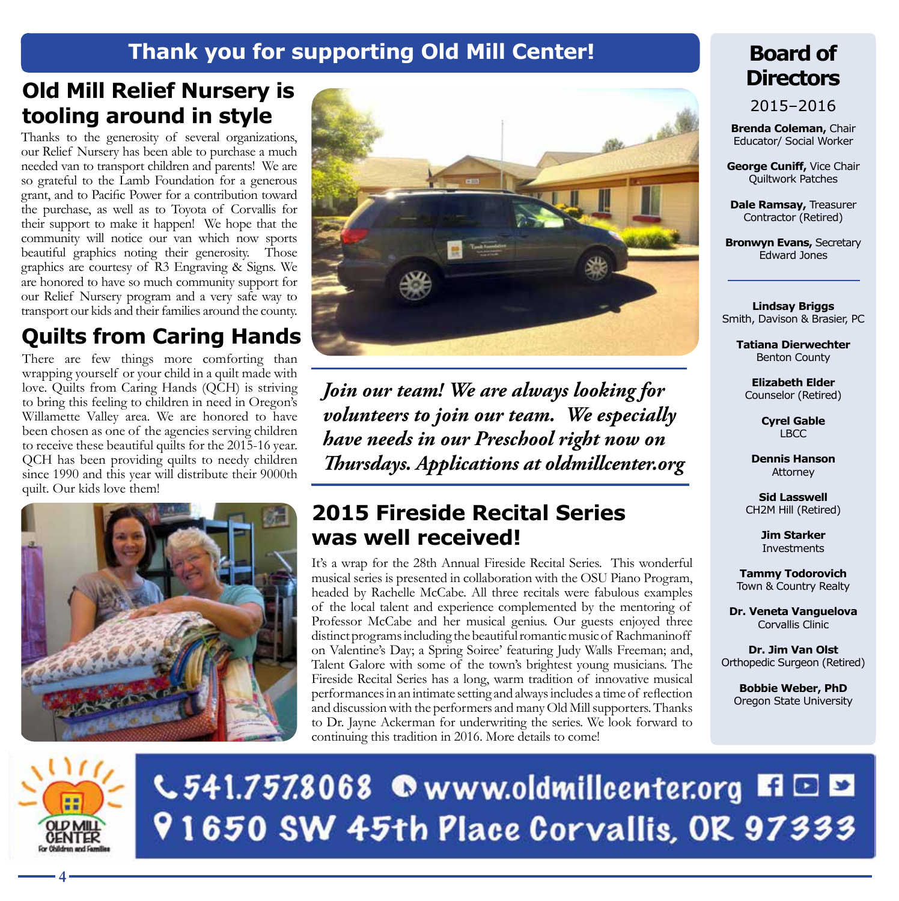# Thank you for supporting Old Mill Center!

## Old Mill Relief Nursery is tooling around in style

Thanks to the generosity of several organizations, our Relief Nursery has been able to purchase a much needed van to transport children and parents! We are so grateful to the Lamb Foundation for a generous grant, and to Pacific Power for a contribution toward the purchase, as well as to Toyota of Corvallis for their support to make it happen! We hope that the community will notice our van which now sports beautiful graphics noting their generosity. Those graphics are courtesy of R3 Engraving & Signs. We are honored to have so much community support for our Relief Nursery program and a very safe way to transport our kids and their families around the county.

## Quilts from Caring Hands

There are few things more comforting than wrapping yourself or your child in a quilt made with love. Quilts from Caring Hands (QCH) is striving to bring this feeling to children in need in Oregon's Willamette Valley area. We are honored to have been chosen as one of the agencies serving children to receive these beautiful quilts for the 2015-16 year. QCH has been providing quilts to needy children since 1990 and this year will distribute their 9000th quilt. Our kids love them!

*Join our team! We are always looking for volunteers to join our team. We especially have needs in our Preschool right now on Thursdays. Applications at oldmillcenter.org*

## 2015 Fireside Recital Series was well received!

It's a wrap for the 28th Annual Fireside Recital Series. This wonderful musical series is presented in collaboration with the OSU Piano Program, headed by Rachelle McCabe. All three recitals were fabulous examples of the local talent and experience complemented by the mentoring of Professor McCabe and her musical genius. Our guests enjoyed three distinct programs including the beautiful romantic music of Rachmaninoff on Valentine's Day; a Spring Soiree' featuring Judy Walls Freeman; and, Talent Galore with some of the town's brightest young musicians. The Fireside Recital Series has a long, warm tradition of innovative musical performances in an intimate setting and always includes a time of reflection and discussion with the performers and many Old Mill supporters. Thanks to Dr. Jayne Ackerman for underwriting the series. We look forward to continuing this tradition in 2016. More details to come!

## Board of Directors

2015–2016

**Brenda Coleman,** Chair
Educator/ Social Worker

**George Cuniff,** Vice Chair
Quiltwork Patches

**Dale Ramsay,** Treasurer
Contractor (Retired)

**Bronwyn Evans,** Secretary
Edward Jones

**Lindsay Briggs**
Smith, Davison & Brasier, PC

**Tatiana Dierwechter**
Benton County

**Elizabeth Elder**
Counselor (Retired)

**Cyrel Gable**
LBCC

**Dennis Hanson**
Attorney

**Sid Lasswell**
CH2M Hill (Retired)

**Jim Starker**
Investments

**Tammy Todorovich**
Town & Country Realty

**Dr. Veneta Vanguelova**
Corvallis Clinic

**Dr. Jim Van Olst**
Orthopedic Surgeon (Retired)

**Bobbie Weber, PhD**
Oregon State University

Old Mill Center For Children and Families

541.757.8068 www.oldmillcenter.org
1650 SW 45th Place Corvallis, OR 97333